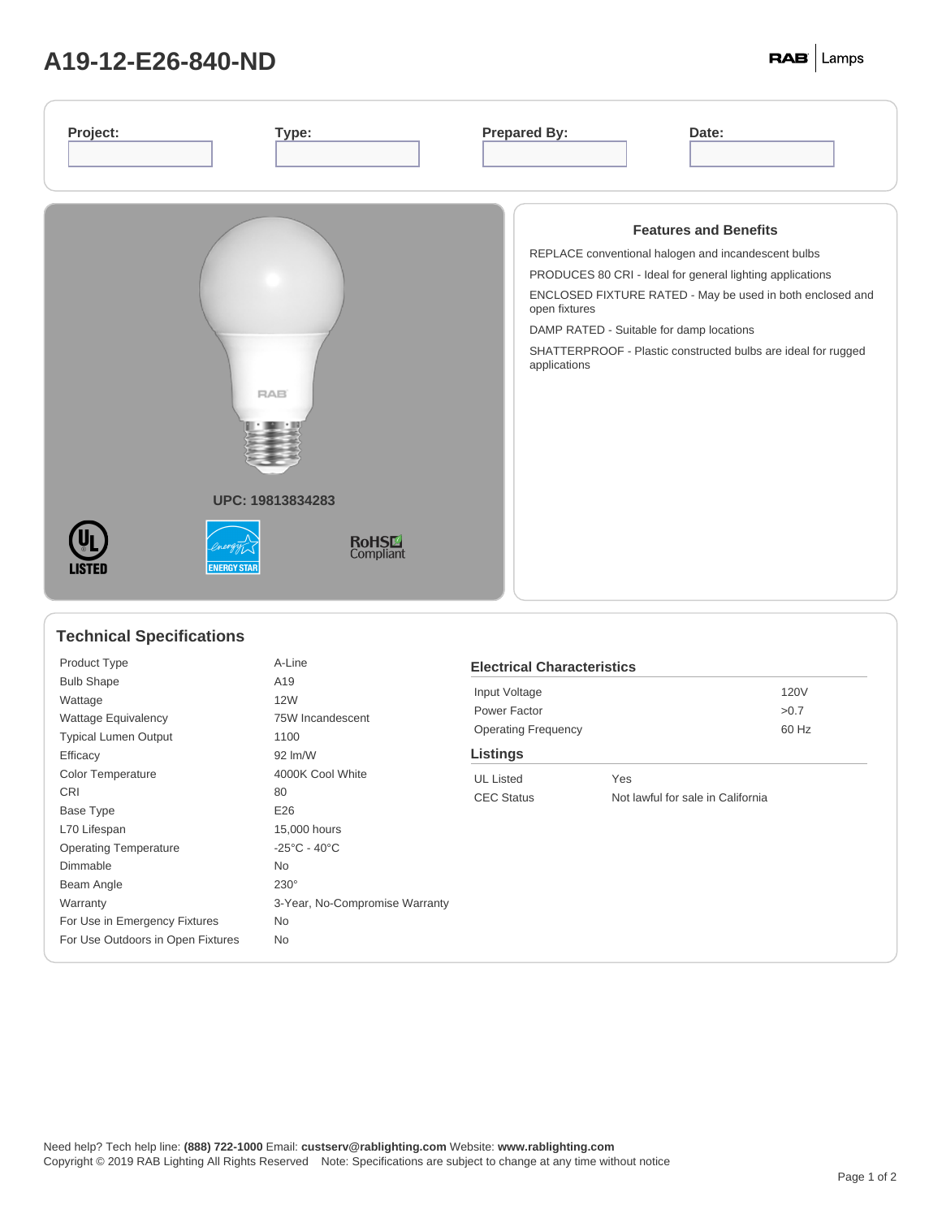# A19-12-E26-840-ND

RAB | Lamps

| Project: | Type: | Prepared By: | Date: |
| --- | --- | --- | --- |
| | | | |

UPC: 19813834283

UL LISTED · ENERGY STAR · RoHS Compliant

### Features and Benefits

REPLACE conventional halogen and incandescent bulbs

PRODUCES 80 CRI - Ideal for general lighting applications

ENCLOSED FIXTURE RATED - May be used in both enclosed and open fixtures

DAMP RATED - Suitable for damp locations

SHATTERPROOF - Plastic constructed bulbs are ideal for rugged applications

## Technical Specifications

| | |
| --- | --- |
| Product Type | A-Line |
| Bulb Shape | A19 |
| Wattage | 12W |
| Wattage Equivalency | 75W Incandescent |
| Typical Lumen Output | 1100 |
| Efficacy | 92 lm/W |
| Color Temperature | 4000K Cool White |
| CRI | 80 |
| Base Type | E26 |
| L70 Lifespan | 15,000 hours |
| Operating Temperature | -25°C - 40°C |
| Dimmable | No |
| Beam Angle | 230° |
| Warranty | 3-Year, No-Compromise Warranty |
| For Use in Emergency Fixtures | No |
| For Use Outdoors in Open Fixtures | No |

### Electrical Characteristics

| | |
| --- | --- |
| Input Voltage | 120V |
| Power Factor | >0.7 |
| Operating Frequency | 60 Hz |

### Listings

| | |
| --- | --- |
| UL Listed | Yes |
| CEC Status | Not lawful for sale in California |

Need help? Tech help line: **(888) 722-1000** Email: **custserv@rablighting.com** Website: **www.rablighting.com**
Copyright © 2019 RAB Lighting All Rights Reserved Note: Specifications are subject to change at any time without notice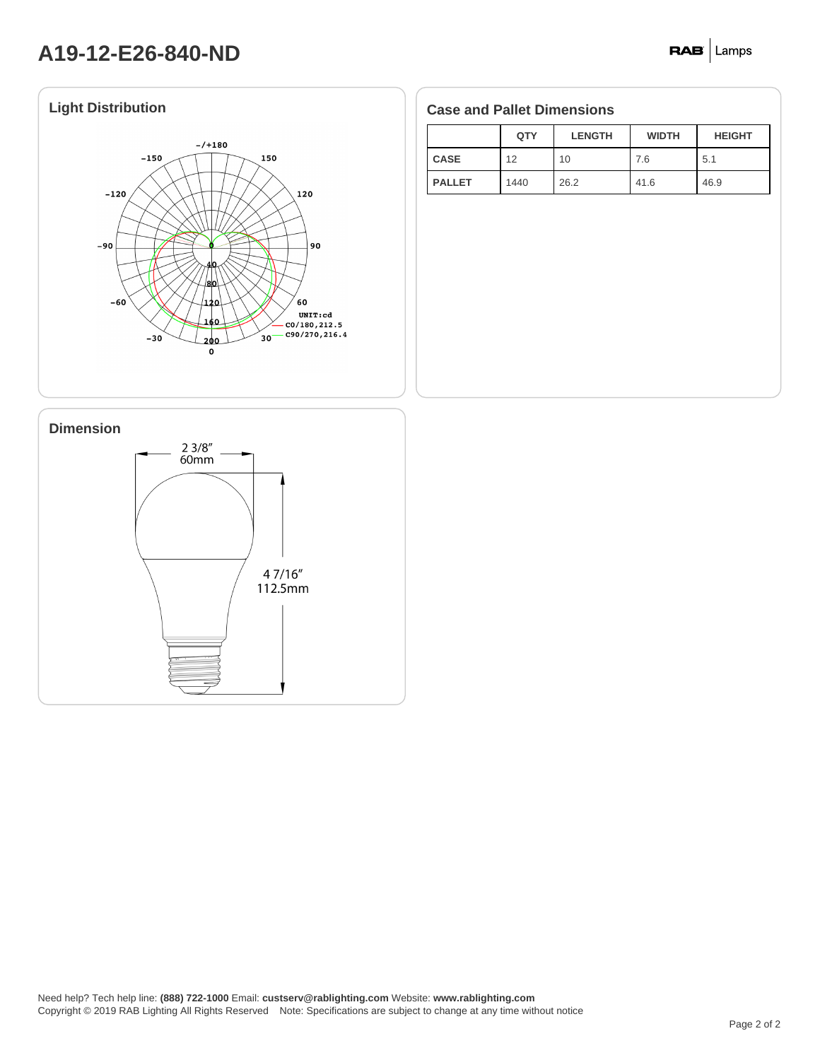# A19-12-E26-840-ND

RAB | Lamps

## Light Distribution

-/+180
-150
150
-120
120
-90
90
-60
60
-30
30
0
40
80
120
160
200
UNIT:cd
C0/180,212.5
C90/270,216.4

## Case and Pallet Dimensions

| | QTY | LENGTH | WIDTH | HEIGHT |
|---|---|---|---|---|
| CASE | 12 | 10 | 7.6 | 5.1 |
| PALLET | 1440 | 26.2 | 41.6 | 46.9 |

## Dimension

2 3/8″
60mm

4 7/16″
112.5mm

Need help? Tech help line: **(888) 722-1000** Email: **custserv@rablighting.com** Website: **www.rablighting.com**
Copyright © 2019 RAB Lighting All Rights Reserved    Note: Specifications are subject to change at any time without notice